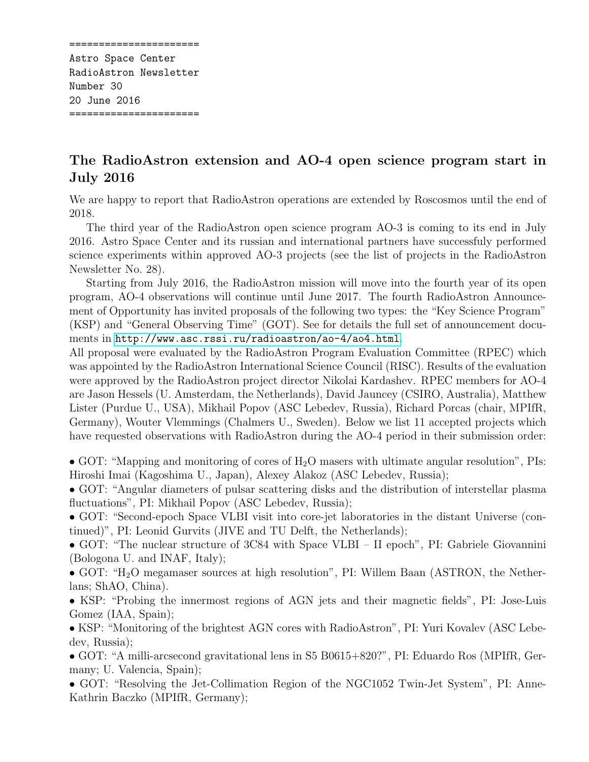```
======================
Astro Space Center
RadioAstron Newsletter
Number 30
20 June 2016
======================
```

## The RadioAstron extension and AO-4 open science program start in July 2016

We are happy to report that RadioAstron operations are extended by Roscosmos until the end of 2018.

The third year of the RadioAstron open science program AO-3 is coming to its end in July 2016. Astro Space Center and its russian and international partners have successfuly performed science experiments within approved AO-3 projects (see the list of projects in the RadioAstron Newsletter No. 28).

Starting from July 2016, the RadioAstron mission will move into the fourth year of its open program, AO-4 observations will continue until June 2017. The fourth RadioAstron Announcement of Opportunity has invited proposals of the following two types: the "Key Science Program" (KSP) and "General Observing Time" (GOT). See for details the full set of announcement documents in http://www.asc.rssi.ru/radioastron/ao-4/ao4.html.

All proposal were evaluated by the RadioAstron Program Evaluation Committee (RPEC) which was appointed by the RadioAstron International Science Council (RISC). Results of the evaluation were approved by the RadioAstron project director Nikolai Kardashev. RPEC members for AO-4 are Jason Hessels (U. Amsterdam, the Netherlands), David Jauncey (CSIRO, Australia), Matthew Lister (Purdue U., USA), Mikhail Popov (ASC Lebedev, Russia), Richard Porcas (chair, MPIfR, Germany), Wouter Vlemmings (Chalmers U., Sweden). Below we list 11 accepted projects which have requested observations with RadioAstron during the AO-4 period in their submission order:

- GOT: "Mapping and monitoring of cores of $H_2O$ masers with ultimate angular resolution", PIs: Hiroshi Imai (Kagoshima U., Japan), Alexey Alakoz (ASC Lebedev, Russia);
- GOT: "Angular diameters of pulsar scattering disks and the distribution of interstellar plasma fluctuations", PI: Mikhail Popov (ASC Lebedev, Russia);
- GOT: "Second-epoch Space VLBI visit into core-jet laboratories in the distant Universe (continued)", PI: Leonid Gurvits (JIVE and TU Delft, the Netherlands);
- GOT: "The nuclear structure of 3C84 with Space VLBI – II epoch", PI: Gabriele Giovannini (Bologona U. and INAF, Italy);
- GOT: "$H_2O$ megamaser sources at high resolution", PI: Willem Baan (ASTRON, the Netherlans; ShAO, China).
- KSP: "Probing the innermost regions of AGN jets and their magnetic fields", PI: Jose-Luis Gomez (IAA, Spain);
- KSP: "Monitoring of the brightest AGN cores with RadioAstron", PI: Yuri Kovalev (ASC Lebedev, Russia);
- GOT: "A milli-arcsecond gravitational lens in S5 B0615+820?", PI: Eduardo Ros (MPIfR, Germany; U. Valencia, Spain);
- GOT: "Resolving the Jet-Collimation Region of the NGC1052 Twin-Jet System", PI: Anne-Kathrin Baczko (MPIfR, Germany);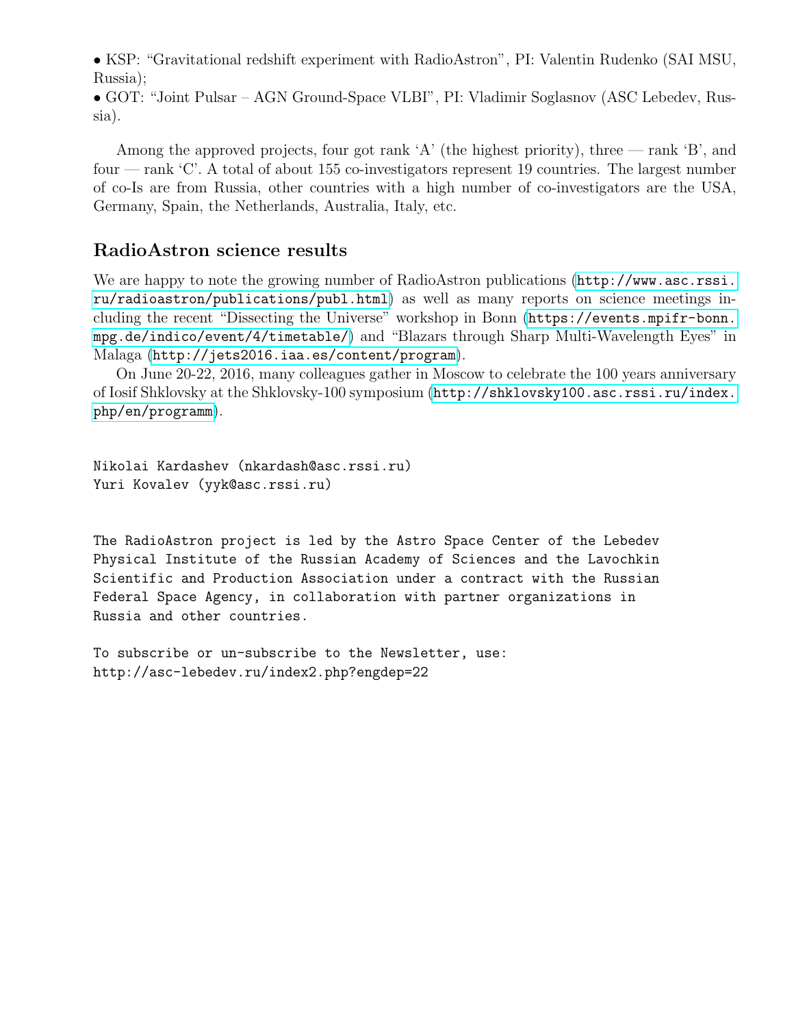• KSP: "Gravitational redshift experiment with RadioAstron", PI: Valentin Rudenko (SAI MSU, Russia);

• GOT: "Joint Pulsar – AGN Ground-Space VLBI", PI: Vladimir Soglasnov (ASC Lebedev, Russia).

Among the approved projects, four got rank 'A' (the highest priority), three — rank 'B', and four — rank 'C'. A total of about 155 co-investigators represent 19 countries. The largest number of co-Is are from Russia, other countries with a high number of co-investigators are the USA, Germany, Spain, the Netherlands, Australia, Italy, etc.

## RadioAstron science results

We are happy to note the growing number of RadioAstron publications (http://www.asc.rssi.ru/radioastron/publications/publ.html) as well as many reports on science meetings including the recent "Dissecting the Universe" workshop in Bonn (https://events.mpifr-bonn.mpg.de/indico/event/4/timetable/) and "Blazars through Sharp Multi-Wavelength Eyes" in Malaga (http://jets2016.iaa.es/content/program).

On June 20-22, 2016, many colleagues gather in Moscow to celebrate the 100 years anniversary of Iosif Shklovsky at the Shklovsky-100 symposium (http://shklovsky100.asc.rssi.ru/index.php/en/programm).

Nikolai Kardashev (nkardash@asc.rssi.ru)
Yuri Kovalev (yyk@asc.rssi.ru)

The RadioAstron project is led by the Astro Space Center of the Lebedev Physical Institute of the Russian Academy of Sciences and the Lavochkin Scientific and Production Association under a contract with the Russian Federal Space Agency, in collaboration with partner organizations in Russia and other countries.

To subscribe or un-subscribe to the Newsletter, use:
http://asc-lebedev.ru/index2.php?engdep=22